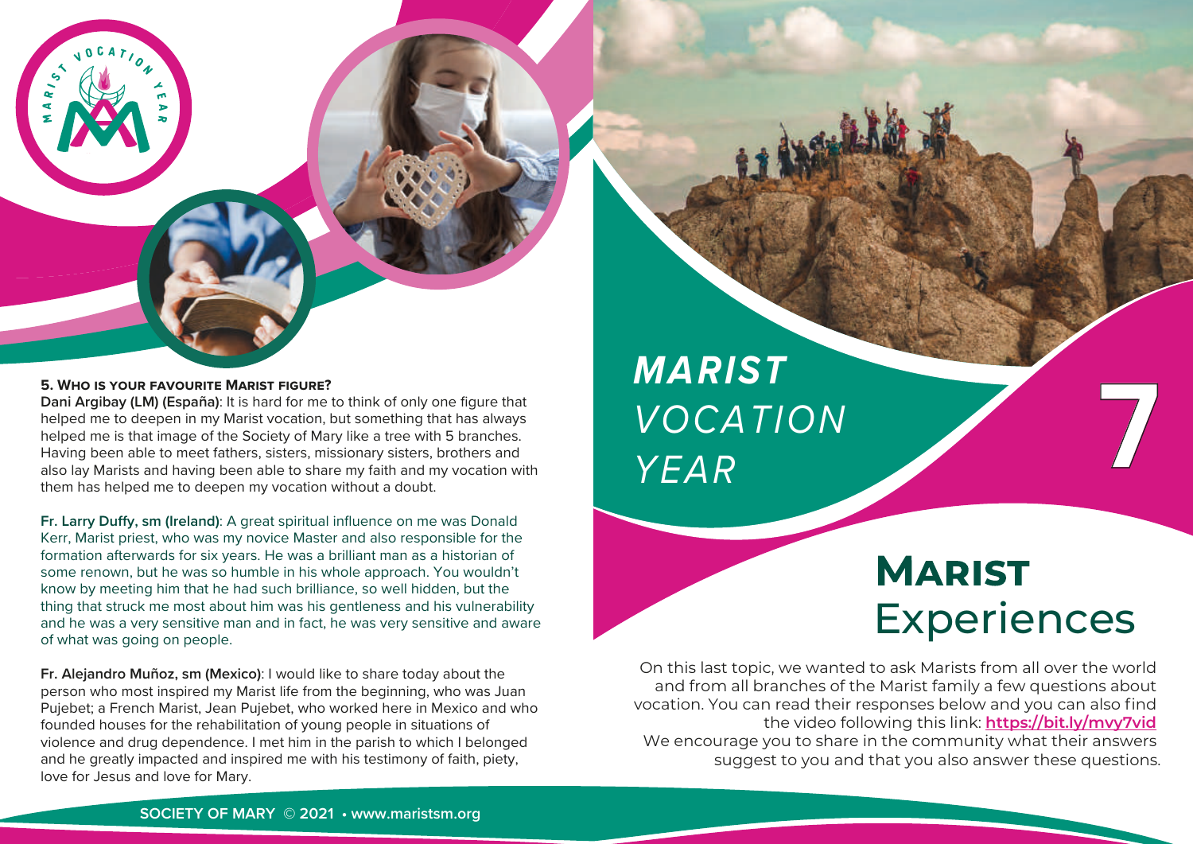# MARIST VOCATION YEAR

# 7

## MARIST Experiences

On this last topic, we wanted to ask Marists from all over the world and from all branches of the Marist family a few questions about vocation. You can read their responses below and you can also find the video following this link: **https://bit.ly/mvy7vid**
We encourage you to share in the community what their answers suggest to you and that you also answer these questions.

### 5. WHO IS YOUR FAVOURITE MARIST FIGURE?

**Dani Argibay (LM) (España)**: It is hard for me to think of only one figure that helped me to deepen in my Marist vocation, but something that has always helped me is that image of the Society of Mary like a tree with 5 branches. Having been able to meet fathers, sisters, missionary sisters, brothers and also lay Marists and having been able to share my faith and my vocation with them has helped me to deepen my vocation without a doubt.

**Fr. Larry Duffy, sm (Ireland)**: A great spiritual influence on me was Donald Kerr, Marist priest, who was my novice Master and also responsible for the formation afterwards for six years. He was a brilliant man as a historian of some renown, but he was so humble in his whole approach. You wouldn't know by meeting him that he had such brilliance, so well hidden, but the thing that struck me most about him was his gentleness and his vulnerability and he was a very sensitive man and in fact, he was very sensitive and aware of what was going on people.

**Fr. Alejandro Muñoz, sm (Mexico)**: I would like to share today about the person who most inspired my Marist life from the beginning, who was Juan Pujebet; a French Marist, Jean Pujebet, who worked here in Mexico and who founded houses for the rehabilitation of young people in situations of violence and drug dependence. I met him in the parish to which I belonged and he greatly impacted and inspired me with his testimony of faith, piety, love for Jesus and love for Mary.

SOCIETY OF MARY © 2021 • www.maristsm.org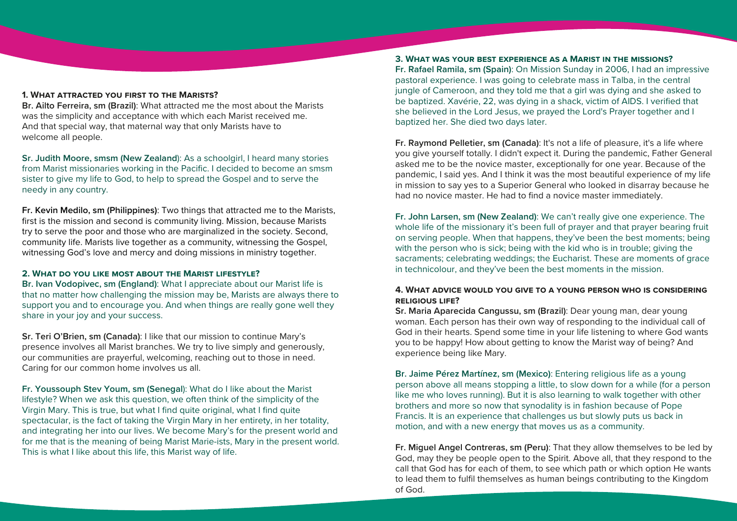### 1. What attracted you first to the Marists?

**Br. Ailto Ferreira, sm (Brazil)**: What attracted me the most about the Marists was the simplicity and acceptance with which each Marist received me. And that special way, that maternal way that only Marists have to welcome all people.

**Sr. Judith Moore, smsm (New Zealand)**: As a schoolgirl, I heard many stories from Marist missionaries working in the Pacific. I decided to become an smsm sister to give my life to God, to help to spread the Gospel and to serve the needy in any country.

**Fr. Kevin Medilo, sm (Philippines)**: Two things that attracted me to the Marists, first is the mission and second is community living. Mission, because Marists try to serve the poor and those who are marginalized in the society. Second, community life. Marists live together as a community, witnessing the Gospel, witnessing God's love and mercy and doing missions in ministry together.

### 2. What do you like most about the Marist lifestyle?

**Br. Ivan Vodopivec, sm (England)**: What I appreciate about our Marist life is that no matter how challenging the mission may be, Marists are always there to support you and to encourage you. And when things are really gone well they share in your joy and your success.

**Sr. Teri O'Brien, sm (Canada)**: I like that our mission to continue Mary's presence involves all Marist branches. We try to live simply and generously, our communities are prayerful, welcoming, reaching out to those in need. Caring for our common home involves us all.

**Fr. Youssouph Stev Youm, sm (Senegal)**: What do I like about the Marist lifestyle? When we ask this question, we often think of the simplicity of the Virgin Mary. This is true, but what I find quite original, what I find quite spectacular, is the fact of taking the Virgin Mary in her entirety, in her totality, and integrating her into our lives. We become Mary's for the present world and for me that is the meaning of being Marist Marie-ists, Mary in the present world. This is what I like about this life, this Marist way of life.

### 3. What was your best experience as a Marist in the missions?

**Fr. Rafael Ramila, sm (Spain)**: On Mission Sunday in 2006, I had an impressive pastoral experience. I was going to celebrate mass in Talba, in the central jungle of Cameroon, and they told me that a girl was dying and she asked to be baptized. Xavérie, 22, was dying in a shack, victim of AIDS. I verified that she believed in the Lord Jesus, we prayed the Lord's Prayer together and I baptized her. She died two days later.

**Fr. Raymond Pelletier, sm (Canada)**: It's not a life of pleasure, it's a life where you give yourself totally. I didn't expect it. During the pandemic, Father General asked me to be the novice master, exceptionally for one year. Because of the pandemic, I said yes. And I think it was the most beautiful experience of my life in mission to say yes to a Superior General who looked in disarray because he had no novice master. He had to find a novice master immediately.

**Fr. John Larsen, sm (New Zealand)**: We can't really give one experience. The whole life of the missionary it's been full of prayer and that prayer bearing fruit on serving people. When that happens, they've been the best moments; being with the person who is sick; being with the kid who is in trouble; giving the sacraments; celebrating weddings; the Eucharist. These are moments of grace in technicolour, and they've been the best moments in the mission.

### 4. What advice would you give to a young person who is considering religious life?

**Sr. Maria Aparecida Cangussu, sm (Brazil)**: Dear young man, dear young woman. Each person has their own way of responding to the individual call of God in their hearts. Spend some time in your life listening to where God wants you to be happy! How about getting to know the Marist way of being? And experience being like Mary.

**Br. Jaime Pérez Martínez, sm (Mexico)**: Entering religious life as a young person above all means stopping a little, to slow down for a while (for a person like me who loves running). But it is also learning to walk together with other brothers and more so now that synodality is in fashion because of Pope Francis. It is an experience that challenges us but slowly puts us back in motion, and with a new energy that moves us as a community.

**Fr. Miguel Angel Contreras, sm (Peru)**: That they allow themselves to be led by God, may they be people open to the Spirit. Above all, that they respond to the call that God has for each of them, to see which path or which option He wants to lead them to fulfil themselves as human beings contributing to the Kingdom of God.